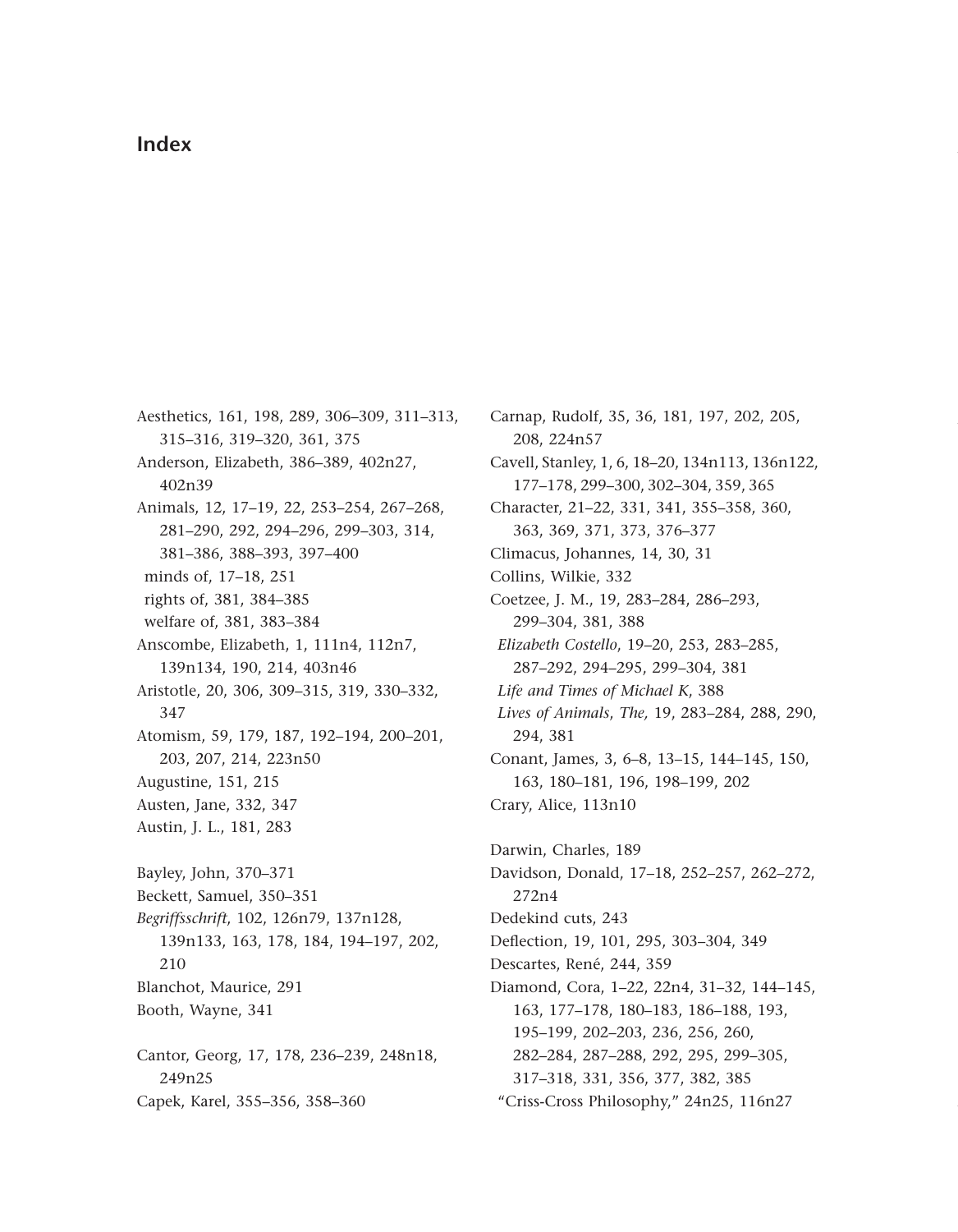# Index

Aesthetics, 161, 198, 289, 306–309, 311–313, 315–316, 319–320, 361, 375
Anderson, Elizabeth, 386–389, 402n27, 402n39
Animals, 12, 17–19, 22, 253–254, 267–268, 281–290, 292, 294–296, 299–303, 314, 381–386, 388–393, 397–400
 minds of, 17–18, 251
 rights of, 381, 384–385
 welfare of, 381, 383–384
Anscombe, Elizabeth, 1, 111n4, 112n7, 139n134, 190, 214, 403n46
Aristotle, 20, 306, 309–315, 319, 330–332, 347
Atomism, 59, 179, 187, 192–194, 200–201, 203, 207, 214, 223n50
Augustine, 151, 215
Austen, Jane, 332, 347
Austin, J. L., 181, 283

Bayley, John, 370–371
Beckett, Samuel, 350–351
*Begriffsschrift*, 102, 126n79, 137n128, 139n133, 163, 178, 184, 194–197, 202, 210
Blanchot, Maurice, 291
Booth, Wayne, 341

Cantor, Georg, 17, 178, 236–239, 248n18, 249n25
Capek, Karel, 355–356, 358–360
Carnap, Rudolf, 35, 36, 181, 197, 202, 205, 208, 224n57
Cavell, Stanley, 1, 6, 18–20, 134n113, 136n122, 177–178, 299–300, 302–304, 359, 365
Character, 21–22, 331, 341, 355–358, 360, 363, 369, 371, 373, 376–377
Climacus, Johannes, 14, 30, 31
Collins, Wilkie, 332
Coetzee, J. M., 19, 283–284, 286–293, 299–304, 381, 388
 *Elizabeth Costello*, 19–20, 253, 283–285, 287–292, 294–295, 299–304, 381
 *Life and Times of Michael K*, 388
 *Lives of Animals, The,* 19, 283–284, 288, 290, 294, 381
Conant, James, 3, 6–8, 13–15, 144–145, 150, 163, 180–181, 196, 198–199, 202
Crary, Alice, 113n10

Darwin, Charles, 189
Davidson, Donald, 17–18, 252–257, 262–272, 272n4
Dedekind cuts, 243
Deflection, 19, 101, 295, 303–304, 349
Descartes, René, 244, 359
Diamond, Cora, 1–22, 22n4, 31–32, 144–145, 163, 177–178, 180–183, 186–188, 193, 195–199, 202–203, 236, 256, 260, 282–284, 287–288, 292, 295, 299–305, 317–318, 331, 356, 377, 382, 385
 "Criss-Cross Philosophy," 24n25, 116n27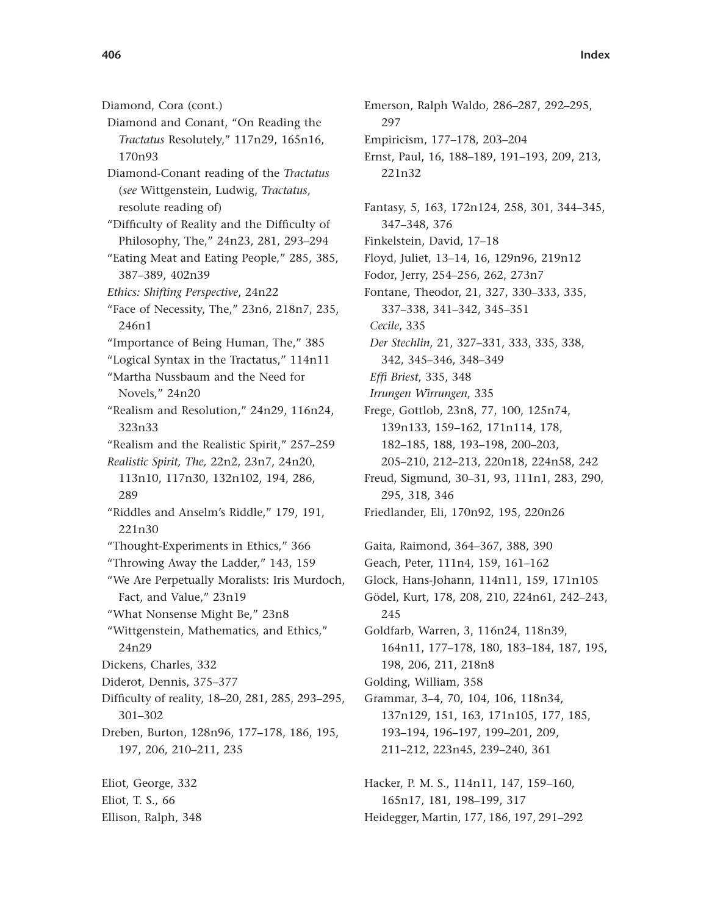Diamond, Cora (cont.)
  Diamond and Conant, "On Reading the *Tractatus* Resolutely," 117n29, 165n16, 170n93
  Diamond-Conant reading of the *Tractatus* (*see* Wittgenstein, Ludwig, *Tractatus*, resolute reading of)
  "Difficulty of Reality and the Difficulty of Philosophy, The," 24n23, 281, 293–294
  "Eating Meat and Eating People," 285, 385, 387–389, 402n39
  *Ethics: Shifting Perspective*, 24n22
  "Face of Necessity, The," 23n6, 218n7, 235, 246n1
  "Importance of Being Human, The," 385
  "Logical Syntax in the Tractatus," 114n11
  "Martha Nussbaum and the Need for Novels," 24n20
  "Realism and Resolution," 24n29, 116n24, 323n33
  "Realism and the Realistic Spirit," 257–259
  *Realistic Spirit, The,* 22n2, 23n7, 24n20, 113n10, 117n30, 132n102, 194, 286, 289
  "Riddles and Anselm's Riddle," 179, 191, 221n30
  "Thought-Experiments in Ethics," 366
  "Throwing Away the Ladder," 143, 159
  "We Are Perpetually Moralists: Iris Murdoch, Fact, and Value," 23n19
  "What Nonsense Might Be," 23n8
  "Wittgenstein, Mathematics, and Ethics," 24n29
Dickens, Charles, 332
Diderot, Dennis, 375–377
Difficulty of reality, 18–20, 281, 285, 293–295, 301–302
Dreben, Burton, 128n96, 177–178, 186, 195, 197, 206, 210–211, 235

Eliot, George, 332
Eliot, T. S., 66
Ellison, Ralph, 348
Emerson, Ralph Waldo, 286–287, 292–295, 297
Empiricism, 177–178, 203–204
Ernst, Paul, 16, 188–189, 191–193, 209, 213, 221n32

Fantasy, 5, 163, 172n124, 258, 301, 344–345, 347–348, 376
Finkelstein, David, 17–18
Floyd, Juliet, 13–14, 16, 129n96, 219n12
Fodor, Jerry, 254–256, 262, 273n7
Fontane, Theodor, 21, 327, 330–333, 335, 337–338, 341–342, 345–351
  *Cecile*, 335
  *Der Stechlin*, 21, 327–331, 333, 335, 338, 342, 345–346, 348–349
  *Effi Briest*, 335, 348
  *Irrungen Wirrungen*, 335
Frege, Gottlob, 23n8, 77, 100, 125n74, 139n133, 159–162, 171n114, 178, 182–185, 188, 193–198, 200–203, 205–210, 212–213, 220n18, 224n58, 242
Freud, Sigmund, 30–31, 93, 111n1, 283, 290, 295, 318, 346
Friedlander, Eli, 170n92, 195, 220n26

Gaita, Raimond, 364–367, 388, 390
Geach, Peter, 111n4, 159, 161–162
Glock, Hans-Johann, 114n11, 159, 171n105
Gödel, Kurt, 178, 208, 210, 224n61, 242–243, 245
Goldfarb, Warren, 3, 116n24, 118n39, 164n11, 177–178, 180, 183–184, 187, 195, 198, 206, 211, 218n8
Golding, William, 358
Grammar, 3–4, 70, 104, 106, 118n34, 137n129, 151, 163, 171n105, 177, 185, 193–194, 196–197, 199–201, 209, 211–212, 223n45, 239–240, 361

Hacker, P. M. S., 114n11, 147, 159–160, 165n17, 181, 198–199, 317
Heidegger, Martin, 177, 186, 197, 291–292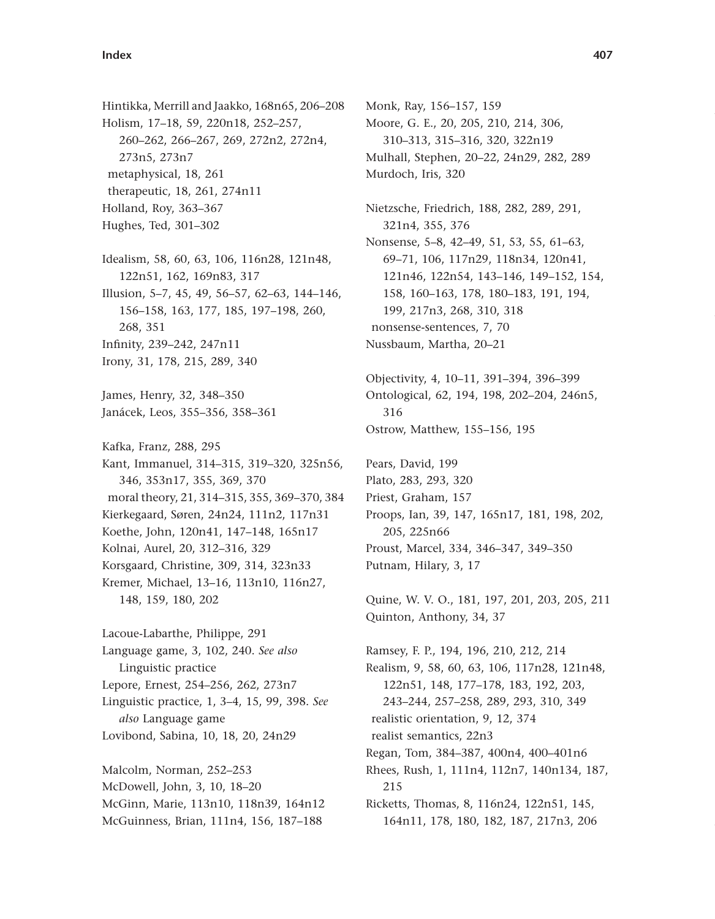Hintikka, Merrill and Jaakko, 168n65, 206–208
Holism, 17–18, 59, 220n18, 252–257, 260–262, 266–267, 269, 272n2, 272n4, 273n5, 273n7
  metaphysical, 18, 261
  therapeutic, 18, 261, 274n11
Holland, Roy, 363–367
Hughes, Ted, 301–302

Idealism, 58, 60, 63, 106, 116n28, 121n48, 122n51, 162, 169n83, 317
Illusion, 5–7, 45, 49, 56–57, 62–63, 144–146, 156–158, 163, 177, 185, 197–198, 260, 268, 351
Infinity, 239–242, 247n11
Irony, 31, 178, 215, 289, 340

James, Henry, 32, 348–350
Janácek, Leos, 355–356, 358–361

Kafka, Franz, 288, 295
Kant, Immanuel, 314–315, 319–320, 325n56, 346, 353n17, 355, 369, 370
  moral theory, 21, 314–315, 355, 369–370, 384
Kierkegaard, Søren, 24n24, 111n2, 117n31
Koethe, John, 120n41, 147–148, 165n17
Kolnai, Aurel, 20, 312–316, 329
Korsgaard, Christine, 309, 314, 323n33
Kremer, Michael, 13–16, 113n10, 116n27, 148, 159, 180, 202

Lacoue-Labarthe, Philippe, 291
Language game, 3, 102, 240. *See also* Linguistic practice
Lepore, Ernest, 254–256, 262, 273n7
Linguistic practice, 1, 3–4, 15, 99, 398. *See also* Language game
Lovibond, Sabina, 10, 18, 20, 24n29

Malcolm, Norman, 252–253
McDowell, John, 3, 10, 18–20
McGinn, Marie, 113n10, 118n39, 164n12
McGuinness, Brian, 111n4, 156, 187–188

Monk, Ray, 156–157, 159
Moore, G. E., 20, 205, 210, 214, 306, 310–313, 315–316, 320, 322n19
Mulhall, Stephen, 20–22, 24n29, 282, 289
Murdoch, Iris, 320

Nietzsche, Friedrich, 188, 282, 289, 291, 321n4, 355, 376
Nonsense, 5–8, 42–49, 51, 53, 55, 61–63, 69–71, 106, 117n29, 118n34, 120n41, 121n46, 122n54, 143–146, 149–152, 154, 158, 160–163, 178, 180–183, 191, 194, 199, 217n3, 268, 310, 318
  nonsense-sentences, 7, 70
Nussbaum, Martha, 20–21

Objectivity, 4, 10–11, 391–394, 396–399
Ontological, 62, 194, 198, 202–204, 246n5, 316
Ostrow, Matthew, 155–156, 195

Pears, David, 199
Plato, 283, 293, 320
Priest, Graham, 157
Proops, Ian, 39, 147, 165n17, 181, 198, 202, 205, 225n66
Proust, Marcel, 334, 346–347, 349–350
Putnam, Hilary, 3, 17

Quine, W. V. O., 181, 197, 201, 203, 205, 211
Quinton, Anthony, 34, 37

Ramsey, F. P., 194, 196, 210, 212, 214
Realism, 9, 58, 60, 63, 106, 117n28, 121n48, 122n51, 148, 177–178, 183, 192, 203, 243–244, 257–258, 289, 293, 310, 349
  realistic orientation, 9, 12, 374
  realist semantics, 22n3
Regan, Tom, 384–387, 400n4, 400–401n6
Rhees, Rush, 1, 111n4, 112n7, 140n134, 187, 215
Ricketts, Thomas, 8, 116n24, 122n51, 145, 164n11, 178, 180, 182, 187, 217n3, 206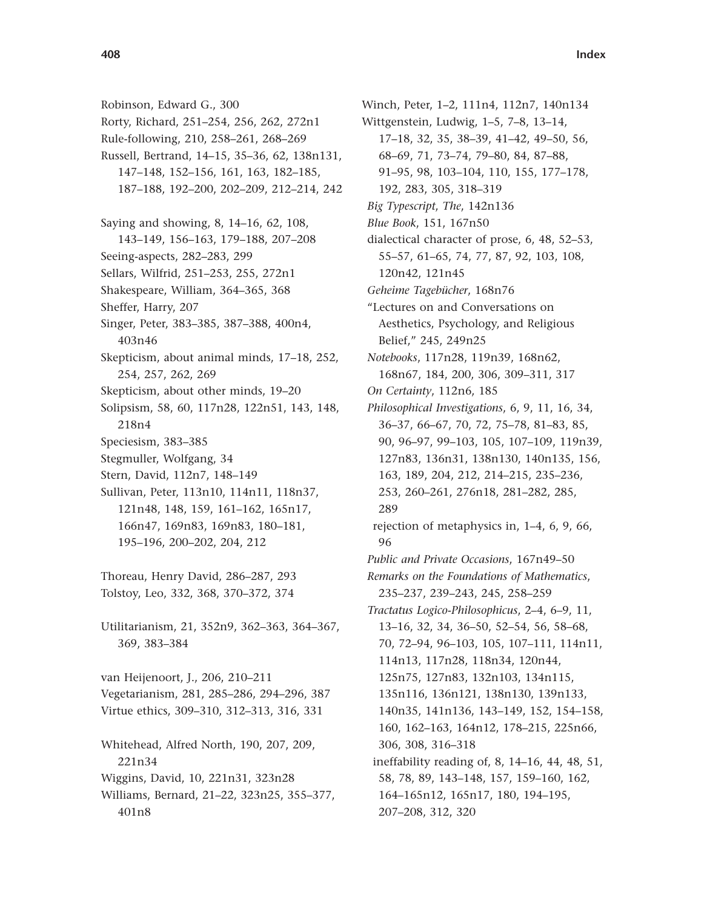Robinson, Edward G., 300
Rorty, Richard, 251–254, 256, 262, 272n1
Rule-following, 210, 258–261, 268–269
Russell, Bertrand, 14–15, 35–36, 62, 138n131, 147–148, 152–156, 161, 163, 182–185, 187–188, 192–200, 202–209, 212–214, 242

Saying and showing, 8, 14–16, 62, 108, 143–149, 156–163, 179–188, 207–208
Seeing-aspects, 282–283, 299
Sellars, Wilfrid, 251–253, 255, 272n1
Shakespeare, William, 364–365, 368
Sheffer, Harry, 207
Singer, Peter, 383–385, 387–388, 400n4, 403n46
Skepticism, about animal minds, 17–18, 252, 254, 257, 262, 269
Skepticism, about other minds, 19–20
Solipsism, 58, 60, 117n28, 122n51, 143, 148, 218n4
Speciesism, 383–385
Stegmuller, Wolfgang, 34
Stern, David, 112n7, 148–149
Sullivan, Peter, 113n10, 114n11, 118n37, 121n48, 148, 159, 161–162, 165n17, 166n47, 169n83, 169n83, 180–181, 195–196, 200–202, 204, 212

Thoreau, Henry David, 286–287, 293
Tolstoy, Leo, 332, 368, 370–372, 374

Utilitarianism, 21, 352n9, 362–363, 364–367, 369, 383–384

van Heijenoort, J., 206, 210–211
Vegetarianism, 281, 285–286, 294–296, 387
Virtue ethics, 309–310, 312–313, 316, 331

Whitehead, Alfred North, 190, 207, 209, 221n34
Wiggins, David, 10, 221n31, 323n28
Williams, Bernard, 21–22, 323n25, 355–377, 401n8
Winch, Peter, 1–2, 111n4, 112n7, 140n134
Wittgenstein, Ludwig, 1–5, 7–8, 13–14, 17–18, 32, 35, 38–39, 41–42, 49–50, 56, 68–69, 71, 73–74, 79–80, 84, 87–88, 91–95, 98, 103–104, 110, 155, 177–178, 192, 283, 305, 318–319
  *Big Typescript, The*, 142n136
  *Blue Book*, 151, 167n50
  dialectical character of prose, 6, 48, 52–53, 55–57, 61–65, 74, 77, 87, 92, 103, 108, 120n42, 121n45
  *Geheime Tagebücher*, 168n76
  "Lectures on and Conversations on Aesthetics, Psychology, and Religious Belief," 245, 249n25
  *Notebooks*, 117n28, 119n39, 168n62, 168n67, 184, 200, 306, 309–311, 317
  *On Certainty*, 112n6, 185
  *Philosophical Investigations*, 6, 9, 11, 16, 34, 36–37, 66–67, 70, 72, 75–78, 81–83, 85, 90, 96–97, 99–103, 105, 107–109, 119n39, 127n83, 136n31, 138n130, 140n135, 156, 163, 189, 204, 212, 214–215, 235–236, 253, 260–261, 276n18, 281–282, 285, 289
    rejection of metaphysics in, 1–4, 6, 9, 66, 96
  *Public and Private Occasions*, 167n49–50
  *Remarks on the Foundations of Mathematics*, 235–237, 239–243, 245, 258–259
  *Tractatus Logico-Philosophicus*, 2–4, 6–9, 11, 13–16, 32, 34, 36–50, 52–54, 56, 58–68, 70, 72–94, 96–103, 105, 107–111, 114n11, 114n13, 117n28, 118n34, 120n44, 125n75, 127n83, 132n103, 134n115, 135n116, 136n121, 138n130, 139n133, 140n35, 141n136, 143–149, 152, 154–158, 160, 162–163, 164n12, 178–215, 225n66, 306, 308, 316–318
    ineffability reading of, 8, 14–16, 44, 48, 51, 58, 78, 89, 143–148, 157, 159–160, 162, 164–165n12, 165n17, 180, 194–195, 207–208, 312, 320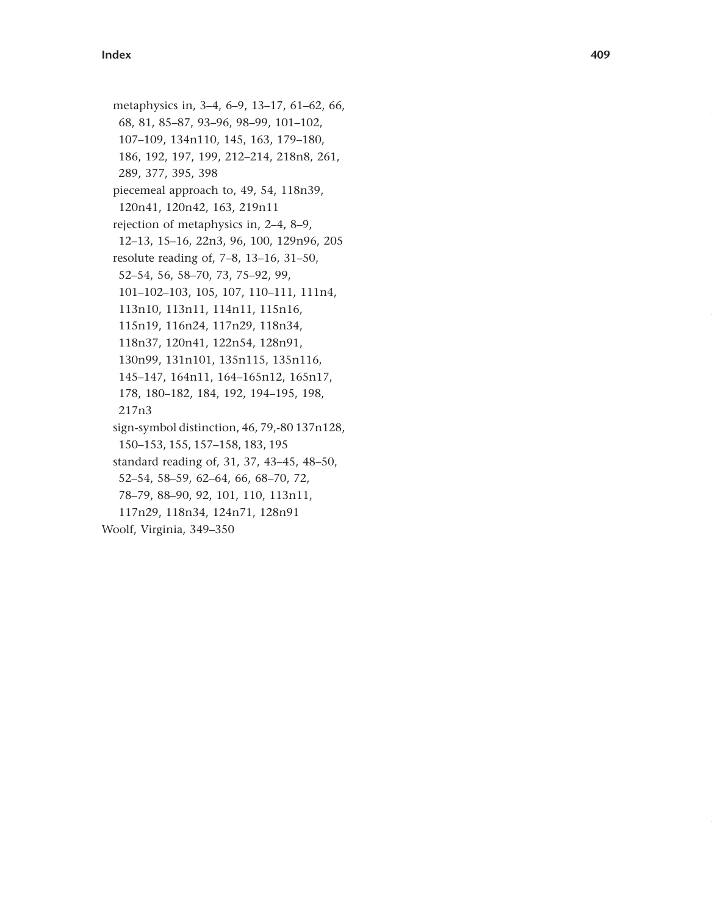metaphysics in, 3–4, 6–9, 13–17, 61–62, 66, 68, 81, 85–87, 93–96, 98–99, 101–102, 107–109, 134n110, 145, 163, 179–180, 186, 192, 197, 199, 212–214, 218n8, 261, 289, 377, 395, 398

piecemeal approach to, 49, 54, 118n39, 120n41, 120n42, 163, 219n11

rejection of metaphysics in, 2–4, 8–9, 12–13, 15–16, 22n3, 96, 100, 129n96, 205

resolute reading of, 7–8, 13–16, 31–50, 52–54, 56, 58–70, 73, 75–92, 99, 101–102–103, 105, 107, 110–111, 111n4, 113n10, 113n11, 114n11, 115n16, 115n19, 116n24, 117n29, 118n34, 118n37, 120n41, 122n54, 128n91, 130n99, 131n101, 135n115, 135n116, 145–147, 164n11, 164–165n12, 165n17, 178, 180–182, 184, 192, 194–195, 198, 217n3

sign-symbol distinction, 46, 79,-80 137n128, 150–153, 155, 157–158, 183, 195

standard reading of, 31, 37, 43–45, 48–50, 52–54, 58–59, 62–64, 66, 68–70, 72, 78–79, 88–90, 92, 101, 110, 113n11, 117n29, 118n34, 124n71, 128n91

Woolf, Virginia, 349–350